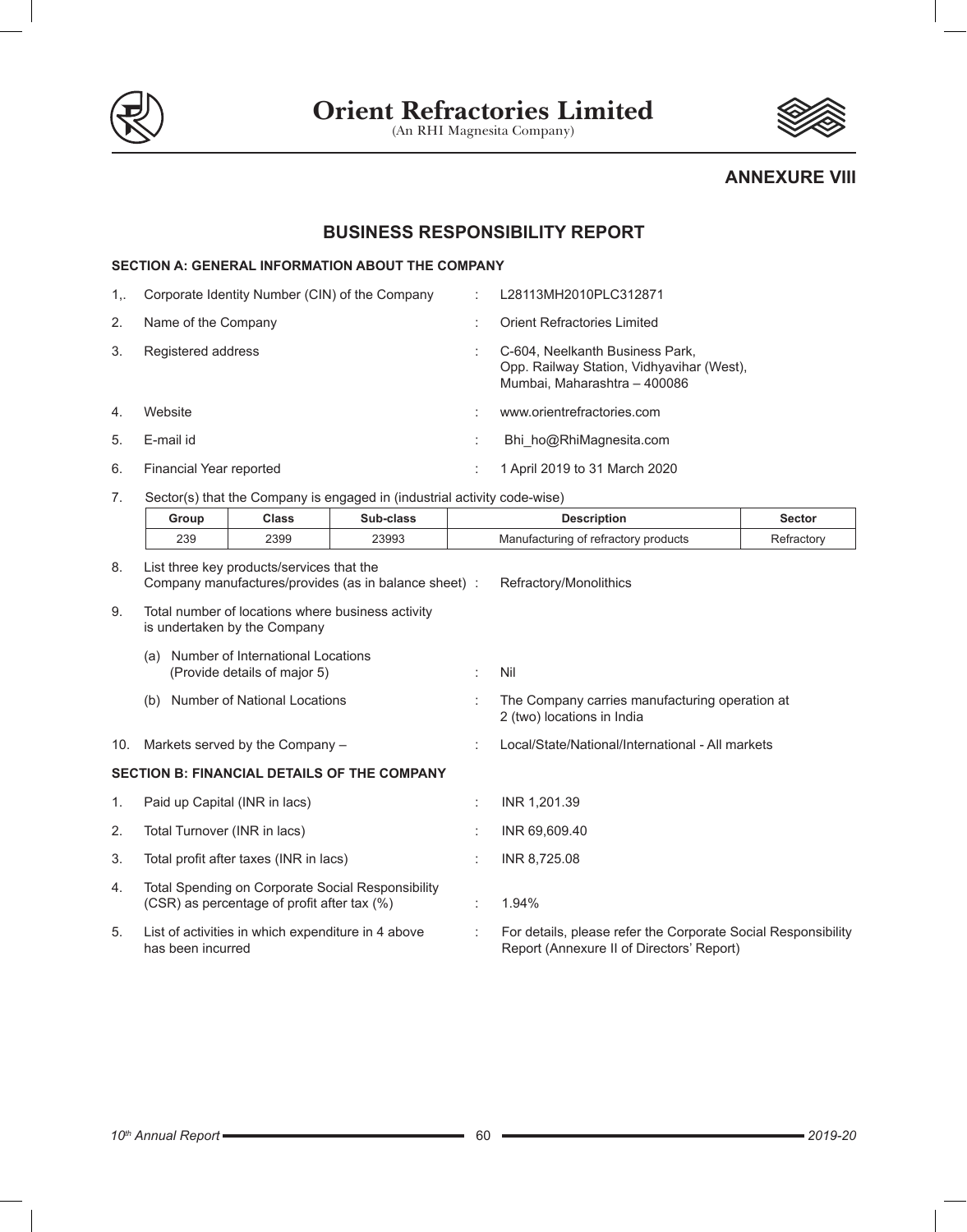# Orient Refractories Limited

(An RHI Magnesita Company)

## ANNEXURE VIII

## BUSINESS RESPONSIBILITY REPORT

### SECTION A: GENERAL INFORMATION ABOUT THE COMPANY

1,. Corporate Identity Number (CIN) of the Company : L28113MH2010PLC312871

2. Name of the Company : Orient Refractories Limited

3. Registered address : C-604, Neelkanth Business Park, Opp. Railway Station, Vidhyavihar (West), Mumbai, Maharashtra – 400086

4. Website : www.orientrefractories.com

5. E-mail id : Bhi_ho@RhiMagnesita.com

6. Financial Year reported : 1 April 2019 to 31 March 2020

7. Sector(s) that the Company is engaged in (industrial activity code-wise)

| Group | Class | Sub-class | Description | Sector |
|---|---|---|---|---|
| 239 | 2399 | 23993 | Manufacturing of refractory products | Refractory |

8. List three key products/services that the Company manufactures/provides (as in balance sheet) : Refractory/Monolithics

9. Total number of locations where business activity is undertaken by the Company

   (a) Number of International Locations (Provide details of major 5) : Nil

   (b) Number of National Locations : The Company carries manufacturing operation at 2 (two) locations in India

10. Markets served by the Company – : Local/State/National/International - All markets

### SECTION B: FINANCIAL DETAILS OF THE COMPANY

1. Paid up Capital (INR in lacs) : INR 1,201.39

2. Total Turnover (INR in lacs) : INR 69,609.40

3. Total profit after taxes (INR in lacs) : INR 8,725.08

4. Total Spending on Corporate Social Responsibility (CSR) as percentage of profit after tax (%) : 1.94%

5. List of activities in which expenditure in 4 above has been incurred : For details, please refer the Corporate Social Responsibility Report (Annexure II of Directors' Report)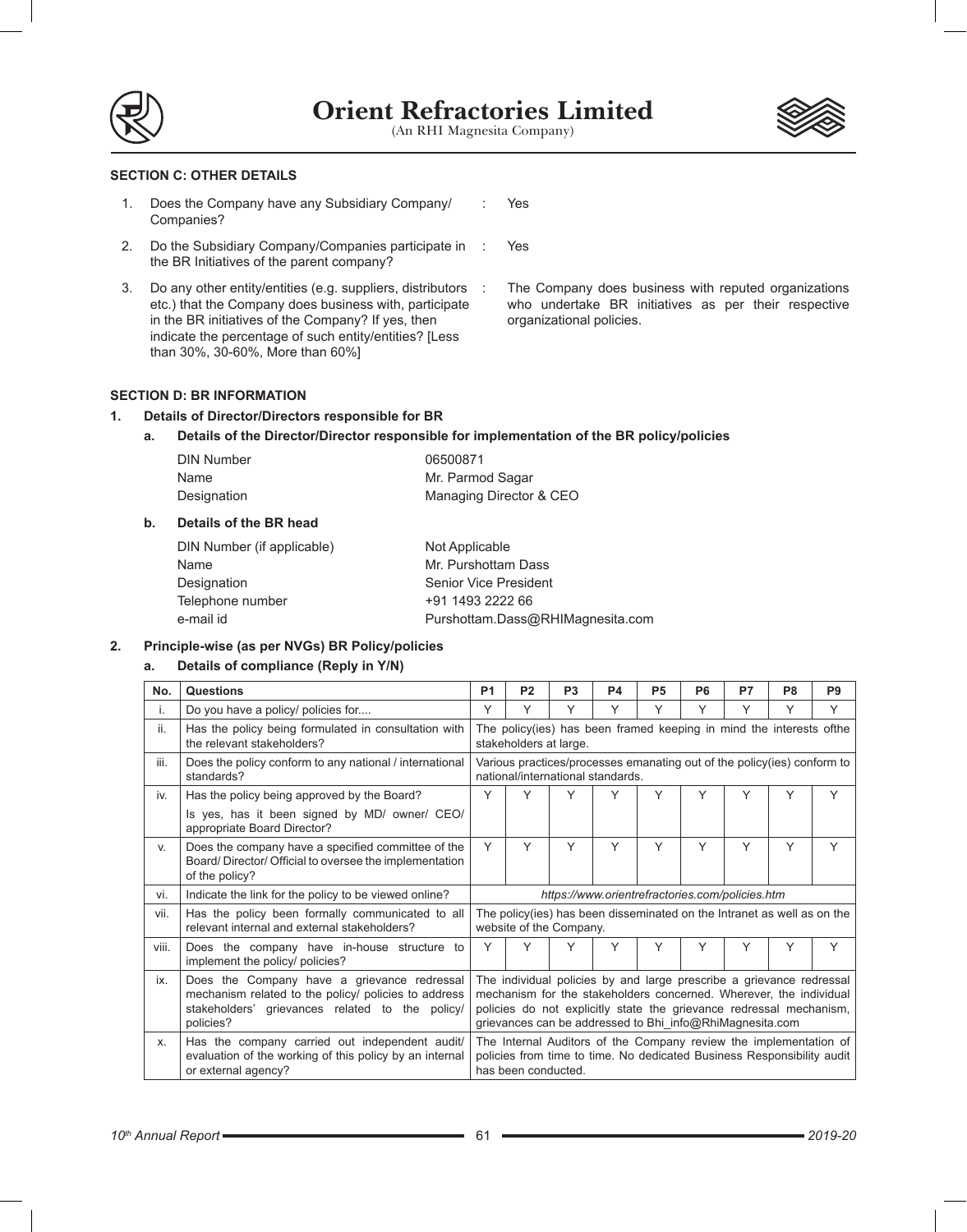### SECTION C: OTHER DETAILS

| | | | |
|---|---|---|---|
| 1. | Does the Company have any Subsidiary Company/ Companies? | : | Yes |
| 2. | Do the Subsidiary Company/Companies participate in the BR Initiatives of the parent company? | : | Yes |
| 3. | Do any other entity/entities (e.g. suppliers, distributors etc.) that the Company does business with, participate in the BR initiatives of the Company? If yes, then indicate the percentage of such entity/entities? [Less than 30%, 30-60%, More than 60%] | : | The Company does business with reputed organizations who undertake BR initiatives as per their respective organizational policies. |

### SECTION D: BR INFORMATION

**1. Details of Director/Directors responsible for BR**

**a. Details of the Director/Director responsible for implementation of the BR policy/policies**

| | |
|---|---|
| DIN Number | 06500871 |
| Name | Mr. Parmod Sagar |
| Designation | Managing Director & CEO |

**b. Details of the BR head**

| | |
|---|---|
| DIN Number (if applicable) | Not Applicable |
| Name | Mr. Purshottam Dass |
| Designation | Senior Vice President |
| Telephone number | +91 1493 2222 66 |
| e-mail id | Purshottam.Dass@RHIMagnesita.com |

**2. Principle-wise (as per NVGs) BR Policy/policies**

**a. Details of compliance (Reply in Y/N)**

| No. | Questions | P1 | P2 | P3 | P4 | P5 | P6 | P7 | P8 | P9 |
|---|---|---|---|---|---|---|---|---|---|---|
| i. | Do you have a policy/ policies for.... | Y | Y | Y | Y | Y | Y | Y | Y | Y |
| ii. | Has the policy being formulated in consultation with the relevant stakeholders? | The policy(ies) has been framed keeping in mind the interests ofthe stakeholders at large. | | | | | | | | |
| iii. | Does the policy conform to any national / international standards? | Various practices/processes emanating out of the policy(ies) conform to national/international standards. | | | | | | | | |
| iv. | Has the policy being approved by the Board? Is yes, has it been signed by MD/ owner/ CEO/ appropriate Board Director? | Y | Y | Y | Y | Y | Y | Y | Y | Y |
| v. | Does the company have a specified committee of the Board/ Director/ Official to oversee the implementation of the policy? | Y | Y | Y | Y | Y | Y | Y | Y | Y |
| vi. | Indicate the link for the policy to be viewed online? | *https://www.orientrefractories.com/policies.htm* | | | | | | | | |
| vii. | Has the policy been formally communicated to all relevant internal and external stakeholders? | The policy(ies) has been disseminated on the Intranet as well as on the website of the Company. | | | | | | | | |
| viii. | Does the company have in-house structure to implement the policy/ policies? | Y | Y | Y | Y | Y | Y | Y | Y | Y |
| ix. | Does the Company have a grievance redressal mechanism related to the policy/ policies to address stakeholders' grievances related to the policy/ policies? | The individual policies by and large prescribe a grievance redressal mechanism for the stakeholders concerned. Wherever, the individual policies do not explicitly state the grievance redressal mechanism, grievances can be addressed to Bhi_info@RhiMagnesita.com | | | | | | | | |
| x. | Has the company carried out independent audit/ evaluation of the working of this policy by an internal or external agency? | The Internal Auditors of the Company review the implementation of policies from time to time. No dedicated Business Responsibility audit has been conducted. | | | | | | | | |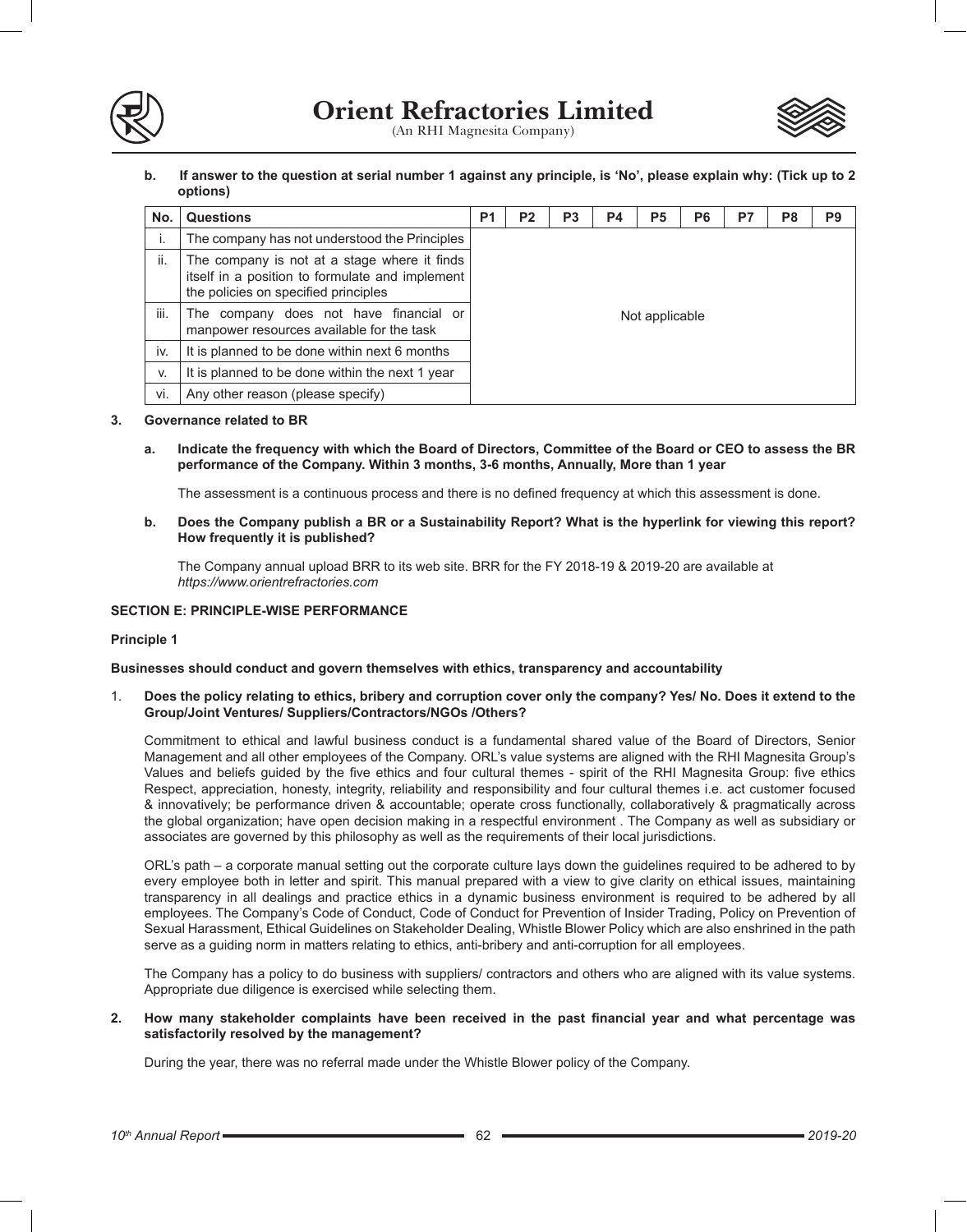**b. If answer to the question at serial number 1 against any principle, is 'No', please explain why: (Tick up to 2 options)**

| No. | Questions | P1 | P2 | P3 | P4 | P5 | P6 | P7 | P8 | P9 |
|---|---|---|---|---|---|---|---|---|---|---|
| i. | The company has not understood the Principles | Not applicable | | | | | | | | |
| ii. | The company is not at a stage where it finds itself in a position to formulate and implement the policies on specified principles | | | | | | | | | |
| iii. | The company does not have financial or manpower resources available for the task | | | | | | | | | |
| iv. | It is planned to be done within next 6 months | | | | | | | | | |
| v. | It is planned to be done within the next 1 year | | | | | | | | | |
| vi. | Any other reason (please specify) | | | | | | | | | |

**3. Governance related to BR**

**a. Indicate the frequency with which the Board of Directors, Committee of the Board or CEO to assess the BR performance of the Company. Within 3 months, 3-6 months, Annually, More than 1 year**

The assessment is a continuous process and there is no defined frequency at which this assessment is done.

**b. Does the Company publish a BR or a Sustainability Report? What is the hyperlink for viewing this report? How frequently it is published?**

The Company annual upload BRR to its web site. BRR for the FY 2018-19 & 2019-20 are available at *https://www.orientrefractories.com*

**SECTION E: PRINCIPLE-WISE PERFORMANCE**

**Principle 1**

**Businesses should conduct and govern themselves with ethics, transparency and accountability**

1. **Does the policy relating to ethics, bribery and corruption cover only the company? Yes/ No. Does it extend to the Group/Joint Ventures/ Suppliers/Contractors/NGOs /Others?**

Commitment to ethical and lawful business conduct is a fundamental shared value of the Board of Directors, Senior Management and all other employees of the Company. ORL's value systems are aligned with the RHI Magnesita Group's Values and beliefs guided by the five ethics and four cultural themes - spirit of the RHI Magnesita Group: five ethics Respect, appreciation, honesty, integrity, reliability and responsibility and four cultural themes i.e. act customer focused & innovatively; be performance driven & accountable; operate cross functionally, collaboratively & pragmatically across the global organization; have open decision making in a respectful environment . The Company as well as subsidiary or associates are governed by this philosophy as well as the requirements of their local jurisdictions.

ORL's path – a corporate manual setting out the corporate culture lays down the guidelines required to be adhered to by every employee both in letter and spirit. This manual prepared with a view to give clarity on ethical issues, maintaining transparency in all dealings and practice ethics in a dynamic business environment is required to be adhered by all employees. The Company's Code of Conduct, Code of Conduct for Prevention of Insider Trading, Policy on Prevention of Sexual Harassment, Ethical Guidelines on Stakeholder Dealing, Whistle Blower Policy which are also enshrined in the path serve as a guiding norm in matters relating to ethics, anti-bribery and anti-corruption for all employees.

The Company has a policy to do business with suppliers/ contractors and others who are aligned with its value systems. Appropriate due diligence is exercised while selecting them.

2. **How many stakeholder complaints have been received in the past financial year and what percentage was satisfactorily resolved by the management?**

During the year, there was no referral made under the Whistle Blower policy of the Company.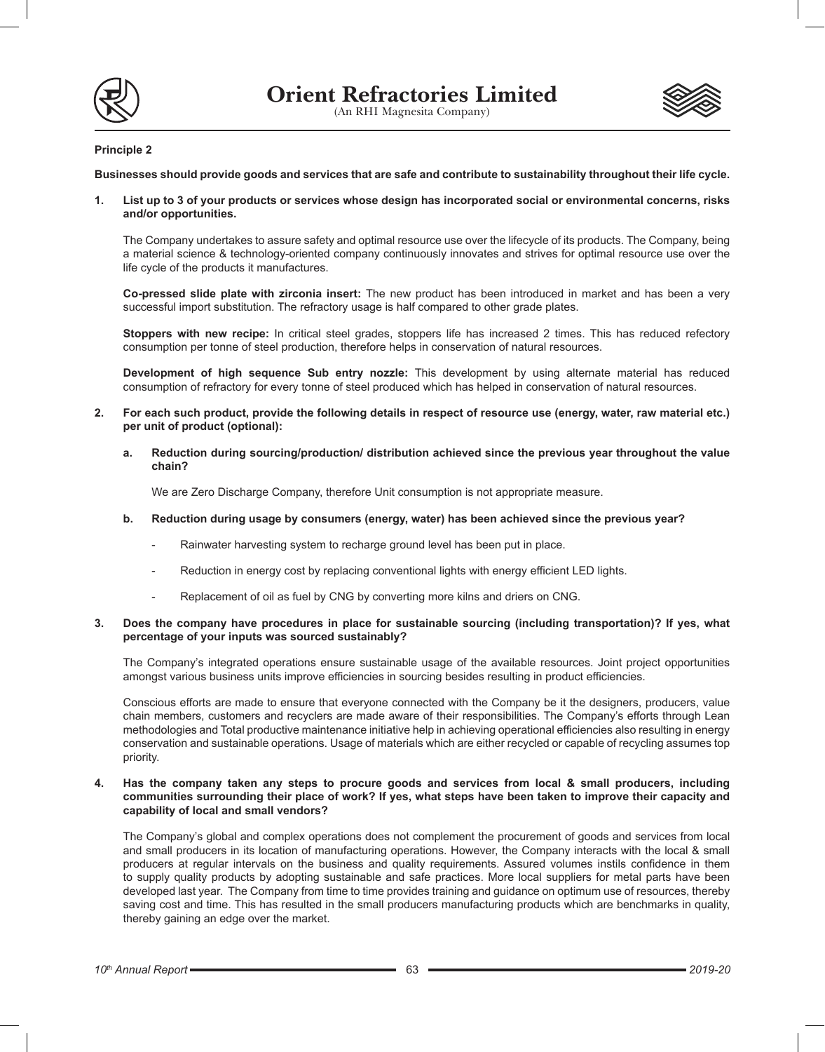**Principle 2**

**Businesses should provide goods and services that are safe and contribute to sustainability throughout their life cycle.**

**1. List up to 3 of your products or services whose design has incorporated social or environmental concerns, risks and/or opportunities.**

The Company undertakes to assure safety and optimal resource use over the lifecycle of its products. The Company, being a material science & technology-oriented company continuously innovates and strives for optimal resource use over the life cycle of the products it manufactures.

**Co-pressed slide plate with zirconia insert:** The new product has been introduced in market and has been a very successful import substitution. The refractory usage is half compared to other grade plates.

**Stoppers with new recipe:** In critical steel grades, stoppers life has increased 2 times. This has reduced refectory consumption per tonne of steel production, therefore helps in conservation of natural resources.

**Development of high sequence Sub entry nozzle:** This development by using alternate material has reduced consumption of refractory for every tonne of steel produced which has helped in conservation of natural resources.

**2. For each such product, provide the following details in respect of resource use (energy, water, raw material etc.) per unit of product (optional):**

**a. Reduction during sourcing/production/ distribution achieved since the previous year throughout the value chain?**

We are Zero Discharge Company, therefore Unit consumption is not appropriate measure.

**b. Reduction during usage by consumers (energy, water) has been achieved since the previous year?**

- Rainwater harvesting system to recharge ground level has been put in place.
- Reduction in energy cost by replacing conventional lights with energy efficient LED lights.
- Replacement of oil as fuel by CNG by converting more kilns and driers on CNG.

**3. Does the company have procedures in place for sustainable sourcing (including transportation)? If yes, what percentage of your inputs was sourced sustainably?**

The Company's integrated operations ensure sustainable usage of the available resources. Joint project opportunities amongst various business units improve efficiencies in sourcing besides resulting in product efficiencies.

Conscious efforts are made to ensure that everyone connected with the Company be it the designers, producers, value chain members, customers and recyclers are made aware of their responsibilities. The Company's efforts through Lean methodologies and Total productive maintenance initiative help in achieving operational efficiencies also resulting in energy conservation and sustainable operations. Usage of materials which are either recycled or capable of recycling assumes top priority.

**4. Has the company taken any steps to procure goods and services from local & small producers, including communities surrounding their place of work? If yes, what steps have been taken to improve their capacity and capability of local and small vendors?**

The Company's global and complex operations does not complement the procurement of goods and services from local and small producers in its location of manufacturing operations. However, the Company interacts with the local & small producers at regular intervals on the business and quality requirements. Assured volumes instils confidence in them to supply quality products by adopting sustainable and safe practices. More local suppliers for metal parts have been developed last year. The Company from time to time provides training and guidance on optimum use of resources, thereby saving cost and time. This has resulted in the small producers manufacturing products which are benchmarks in quality, thereby gaining an edge over the market.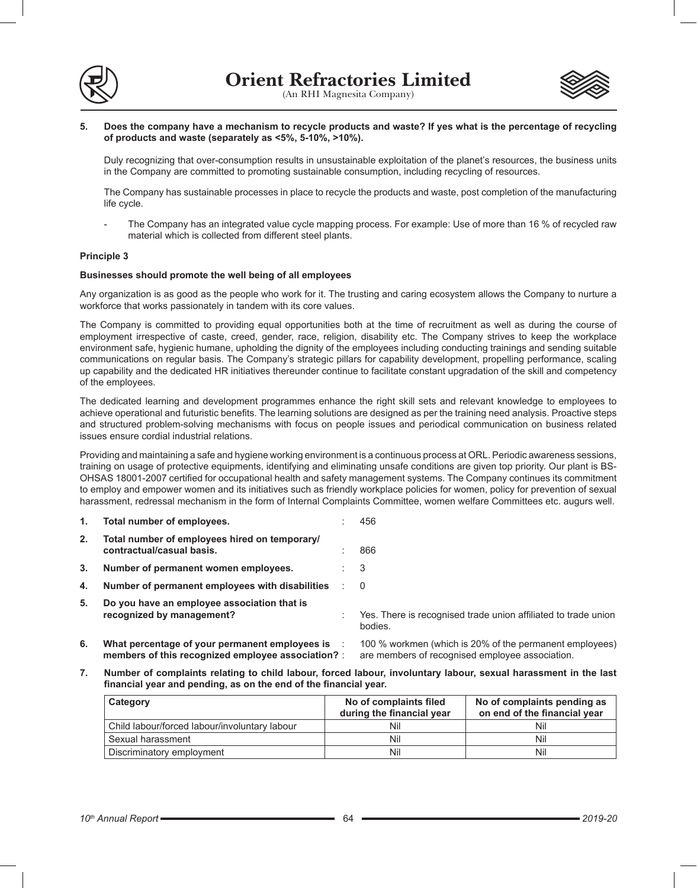**5. Does the company have a mechanism to recycle products and waste? If yes what is the percentage of recycling of products and waste (separately as <5%, 5-10%, >10%).**

Duly recognizing that over-consumption results in unsustainable exploitation of the planet's resources, the business units in the Company are committed to promoting sustainable consumption, including recycling of resources.

The Company has sustainable processes in place to recycle the products and waste, post completion of the manufacturing life cycle.

- The Company has an integrated value cycle mapping process. For example: Use of more than 16 % of recycled raw material which is collected from different steel plants.

**Principle 3**

**Businesses should promote the well being of all employees**

Any organization is as good as the people who work for it. The trusting and caring ecosystem allows the Company to nurture a workforce that works passionately in tandem with its core values.

The Company is committed to providing equal opportunities both at the time of recruitment as well as during the course of employment irrespective of caste, creed, gender, race, religion, disability etc. The Company strives to keep the workplace environment safe, hygienic humane, upholding the dignity of the employees including conducting trainings and sending suitable communications on regular basis. The Company's strategic pillars for capability development, propelling performance, scaling up capability and the dedicated HR initiatives thereunder continue to facilitate constant upgradation of the skill and competency of the employees.

The dedicated learning and development programmes enhance the right skill sets and relevant knowledge to employees to achieve operational and futuristic benefits. The learning solutions are designed as per the training need analysis. Proactive steps and structured problem-solving mechanisms with focus on people issues and periodical communication on business related issues ensure cordial industrial relations.

Providing and maintaining a safe and hygiene working environment is a continuous process at ORL. Periodic awareness sessions, training on usage of protective equipments, identifying and eliminating unsafe conditions are given top priority. Our plant is BS-OHSAS 18001-2007 certified for occupational health and safety management systems. The Company continues its commitment to employ and empower women and its initiatives such as friendly workplace policies for women, policy for prevention of sexual harassment, redressal mechanism in the form of Internal Complaints Committee, women welfare Committees etc. augurs well.

1. **Total number of employees.** : 456
2. **Total number of employees hired on temporary/ contractual/casual basis.** : 866
3. **Number of permanent women employees.** : 3
4. **Number of permanent employees with disabilities** : 0
5. **Do you have an employee association that is recognized by management?** : Yes. There is recognised trade union affiliated to trade union bodies.
6. **What percentage of your permanent employees is members of this recognized employee association?** : 100 % workmen (which is 20% of the permanent employees) are members of recognised employee association.
7. **Number of complaints relating to child labour, forced labour, involuntary labour, sexual harassment in the last financial year and pending, as on the end of the financial year.**

| Category | No of complaints filed during the financial year | No of complaints pending as on end of the financial year |
|---|---|---|
| Child labour/forced labour/involuntary labour | Nil | Nil |
| Sexual harassment | Nil | Nil |
| Discriminatory employment | Nil | Nil |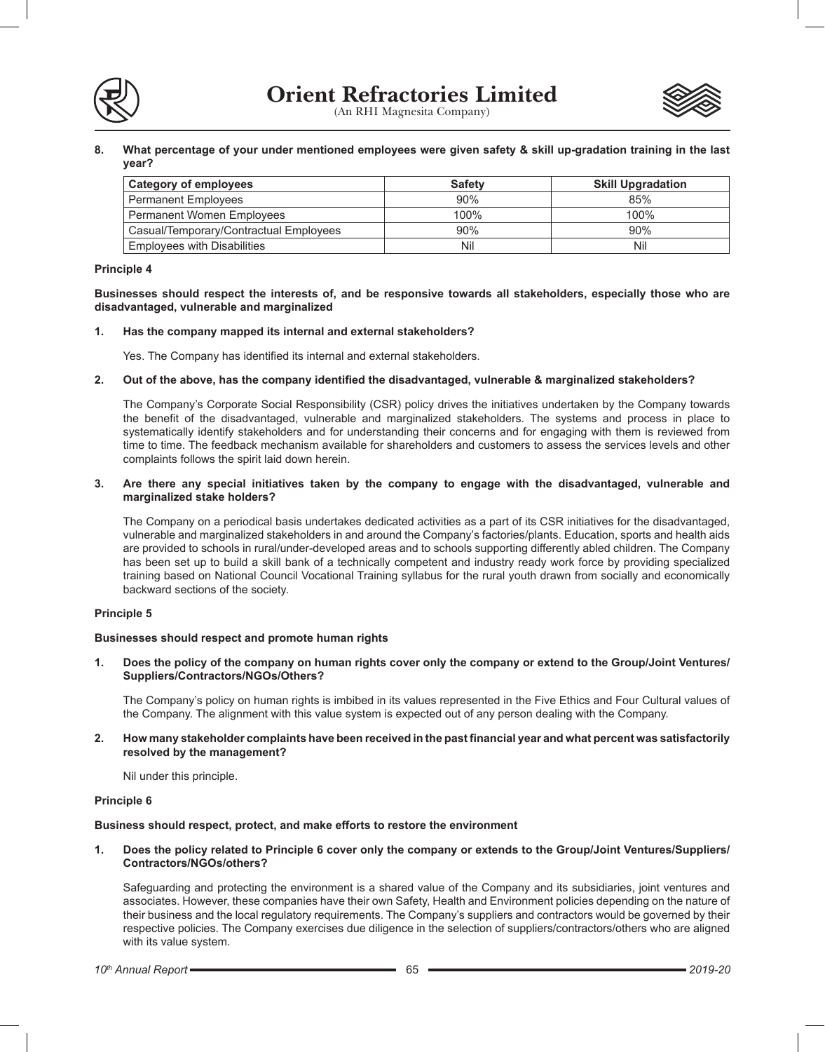**8. What percentage of your under mentioned employees were given safety & skill up-gradation training in the last year?**

| Category of employees | Safety | Skill Upgradation |
|---|---|---|
| Permanent Employees | 90% | 85% |
| Permanent Women Employees | 100% | 100% |
| Casual/Temporary/Contractual Employees | 90% | 90% |
| Employees with Disabilities | Nil | Nil |

**Principle 4**

**Businesses should respect the interests of, and be responsive towards all stakeholders, especially those who are disadvantaged, vulnerable and marginalized**

**1. Has the company mapped its internal and external stakeholders?**

Yes. The Company has identified its internal and external stakeholders.

**2. Out of the above, has the company identified the disadvantaged, vulnerable & marginalized stakeholders?**

The Company's Corporate Social Responsibility (CSR) policy drives the initiatives undertaken by the Company towards the benefit of the disadvantaged, vulnerable and marginalized stakeholders. The systems and process in place to systematically identify stakeholders and for understanding their concerns and for engaging with them is reviewed from time to time. The feedback mechanism available for shareholders and customers to assess the services levels and other complaints follows the spirit laid down herein.

**3. Are there any special initiatives taken by the company to engage with the disadvantaged, vulnerable and marginalized stake holders?**

The Company on a periodical basis undertakes dedicated activities as a part of its CSR initiatives for the disadvantaged, vulnerable and marginalized stakeholders in and around the Company's factories/plants. Education, sports and health aids are provided to schools in rural/under-developed areas and to schools supporting differently abled children. The Company has been set up to build a skill bank of a technically competent and industry ready work force by providing specialized training based on National Council Vocational Training syllabus for the rural youth drawn from socially and economically backward sections of the society.

**Principle 5**

**Businesses should respect and promote human rights**

**1. Does the policy of the company on human rights cover only the company or extend to the Group/Joint Ventures/ Suppliers/Contractors/NGOs/Others?**

The Company's policy on human rights is imbibed in its values represented in the Five Ethics and Four Cultural values of the Company. The alignment with this value system is expected out of any person dealing with the Company.

**2. How many stakeholder complaints have been received in the past financial year and what percent was satisfactorily resolved by the management?**

Nil under this principle.

**Principle 6**

**Business should respect, protect, and make efforts to restore the environment**

**1. Does the policy related to Principle 6 cover only the company or extends to the Group/Joint Ventures/Suppliers/ Contractors/NGOs/others?**

Safeguarding and protecting the environment is a shared value of the Company and its subsidiaries, joint ventures and associates. However, these companies have their own Safety, Health and Environment policies depending on the nature of their business and the local regulatory requirements. The Company's suppliers and contractors would be governed by their respective policies. The Company exercises due diligence in the selection of suppliers/contractors/others who are aligned with its value system.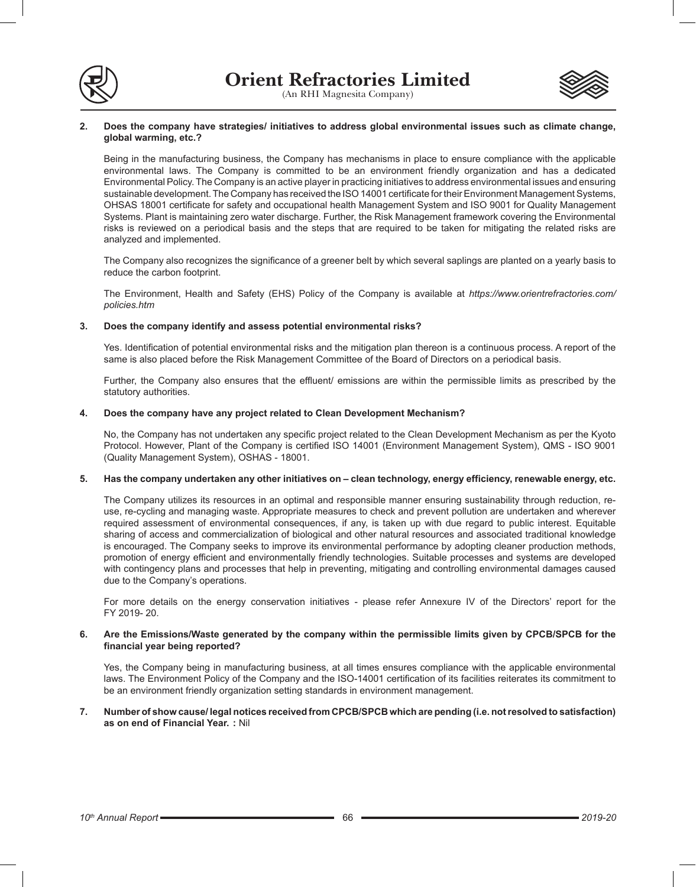**2. Does the company have strategies/ initiatives to address global environmental issues such as climate change, global warming, etc.?**

Being in the manufacturing business, the Company has mechanisms in place to ensure compliance with the applicable environmental laws. The Company is committed to be an environment friendly organization and has a dedicated Environmental Policy. The Company is an active player in practicing initiatives to address environmental issues and ensuring sustainable development. The Company has received the ISO 14001 certificate for their Environment Management Systems, OHSAS 18001 certificate for safety and occupational health Management System and ISO 9001 for Quality Management Systems. Plant is maintaining zero water discharge. Further, the Risk Management framework covering the Environmental risks is reviewed on a periodical basis and the steps that are required to be taken for mitigating the related risks are analyzed and implemented.

The Company also recognizes the significance of a greener belt by which several saplings are planted on a yearly basis to reduce the carbon footprint.

The Environment, Health and Safety (EHS) Policy of the Company is available at *https://www.orientrefractories.com/policies.htm*

**3. Does the company identify and assess potential environmental risks?**

Yes. Identification of potential environmental risks and the mitigation plan thereon is a continuous process. A report of the same is also placed before the Risk Management Committee of the Board of Directors on a periodical basis.

Further, the Company also ensures that the effluent/ emissions are within the permissible limits as prescribed by the statutory authorities.

**4. Does the company have any project related to Clean Development Mechanism?**

No, the Company has not undertaken any specific project related to the Clean Development Mechanism as per the Kyoto Protocol. However, Plant of the Company is certified ISO 14001 (Environment Management System), QMS - ISO 9001 (Quality Management System), OSHAS - 18001.

**5. Has the company undertaken any other initiatives on – clean technology, energy efficiency, renewable energy, etc.**

The Company utilizes its resources in an optimal and responsible manner ensuring sustainability through reduction, re-use, re-cycling and managing waste. Appropriate measures to check and prevent pollution are undertaken and wherever required assessment of environmental consequences, if any, is taken up with due regard to public interest. Equitable sharing of access and commercialization of biological and other natural resources and associated traditional knowledge is encouraged. The Company seeks to improve its environmental performance by adopting cleaner production methods, promotion of energy efficient and environmentally friendly technologies. Suitable processes and systems are developed with contingency plans and processes that help in preventing, mitigating and controlling environmental damages caused due to the Company's operations.

For more details on the energy conservation initiatives - please refer Annexure IV of the Directors' report for the FY 2019- 20.

**6. Are the Emissions/Waste generated by the company within the permissible limits given by CPCB/SPCB for the financial year being reported?**

Yes, the Company being in manufacturing business, at all times ensures compliance with the applicable environmental laws. The Environment Policy of the Company and the ISO-14001 certification of its facilities reiterates its commitment to be an environment friendly organization setting standards in environment management.

**7. Number of show cause/ legal notices received from CPCB/SPCB which are pending (i.e. not resolved to satisfaction) as on end of Financial Year. :** Nil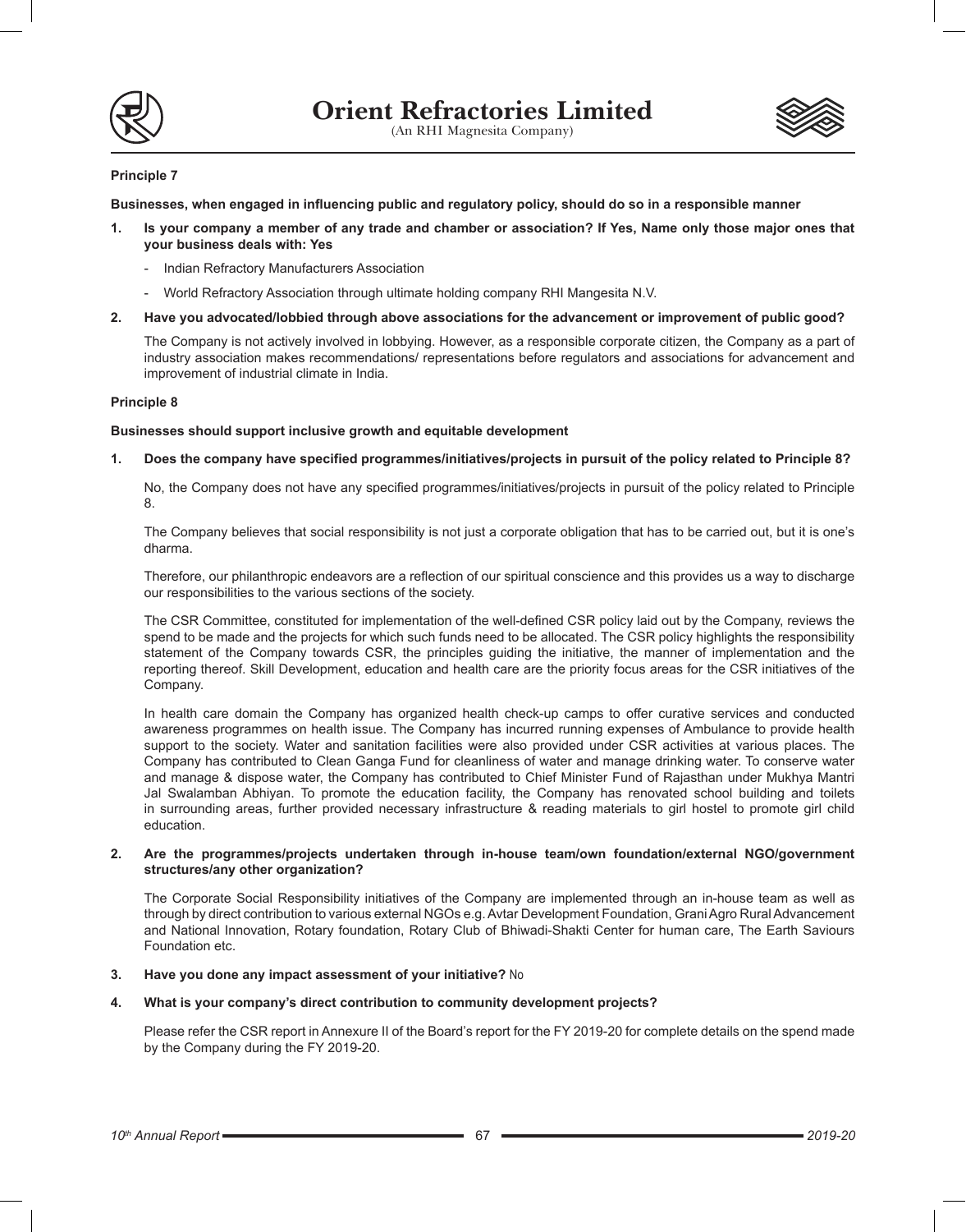**Principle 7**

**Businesses, when engaged in influencing public and regulatory policy, should do so in a responsible manner**

1. **Is your company a member of any trade and chamber or association? If Yes, Name only those major ones that your business deals with: Yes**

   - Indian Refractory Manufacturers Association
   - World Refractory Association through ultimate holding company RHI Mangesita N.V.

2. **Have you advocated/lobbied through above associations for the advancement or improvement of public good?**

   The Company is not actively involved in lobbying. However, as a responsible corporate citizen, the Company as a part of industry association makes recommendations/ representations before regulators and associations for advancement and improvement of industrial climate in India.

**Principle 8**

**Businesses should support inclusive growth and equitable development**

1. **Does the company have specified programmes/initiatives/projects in pursuit of the policy related to Principle 8?**

   No, the Company does not have any specified programmes/initiatives/projects in pursuit of the policy related to Principle 8.

   The Company believes that social responsibility is not just a corporate obligation that has to be carried out, but it is one's dharma.

   Therefore, our philanthropic endeavors are a reflection of our spiritual conscience and this provides us a way to discharge our responsibilities to the various sections of the society.

   The CSR Committee, constituted for implementation of the well-defined CSR policy laid out by the Company, reviews the spend to be made and the projects for which such funds need to be allocated. The CSR policy highlights the responsibility statement of the Company towards CSR, the principles guiding the initiative, the manner of implementation and the reporting thereof. Skill Development, education and health care are the priority focus areas for the CSR initiatives of the Company.

   In health care domain the Company has organized health check-up camps to offer curative services and conducted awareness programmes on health issue. The Company has incurred running expenses of Ambulance to provide health support to the society. Water and sanitation facilities were also provided under CSR activities at various places. The Company has contributed to Clean Ganga Fund for cleanliness of water and manage drinking water. To conserve water and manage & dispose water, the Company has contributed to Chief Minister Fund of Rajasthan under Mukhya Mantri Jal Swalamban Abhiyan. To promote the education facility, the Company has renovated school building and toilets in surrounding areas, further provided necessary infrastructure & reading materials to girl hostel to promote girl child education.

2. **Are the programmes/projects undertaken through in-house team/own foundation/external NGO/government structures/any other organization?**

   The Corporate Social Responsibility initiatives of the Company are implemented through an in-house team as well as through by direct contribution to various external NGOs e.g. Avtar Development Foundation, Grani Agro Rural Advancement and National Innovation, Rotary foundation, Rotary Club of Bhiwadi-Shakti Center for human care, The Earth Saviours Foundation etc.

3. **Have you done any impact assessment of your initiative?** No

4. **What is your company's direct contribution to community development projects?**

   Please refer the CSR report in Annexure II of the Board's report for the FY 2019-20 for complete details on the spend made by the Company during the FY 2019-20.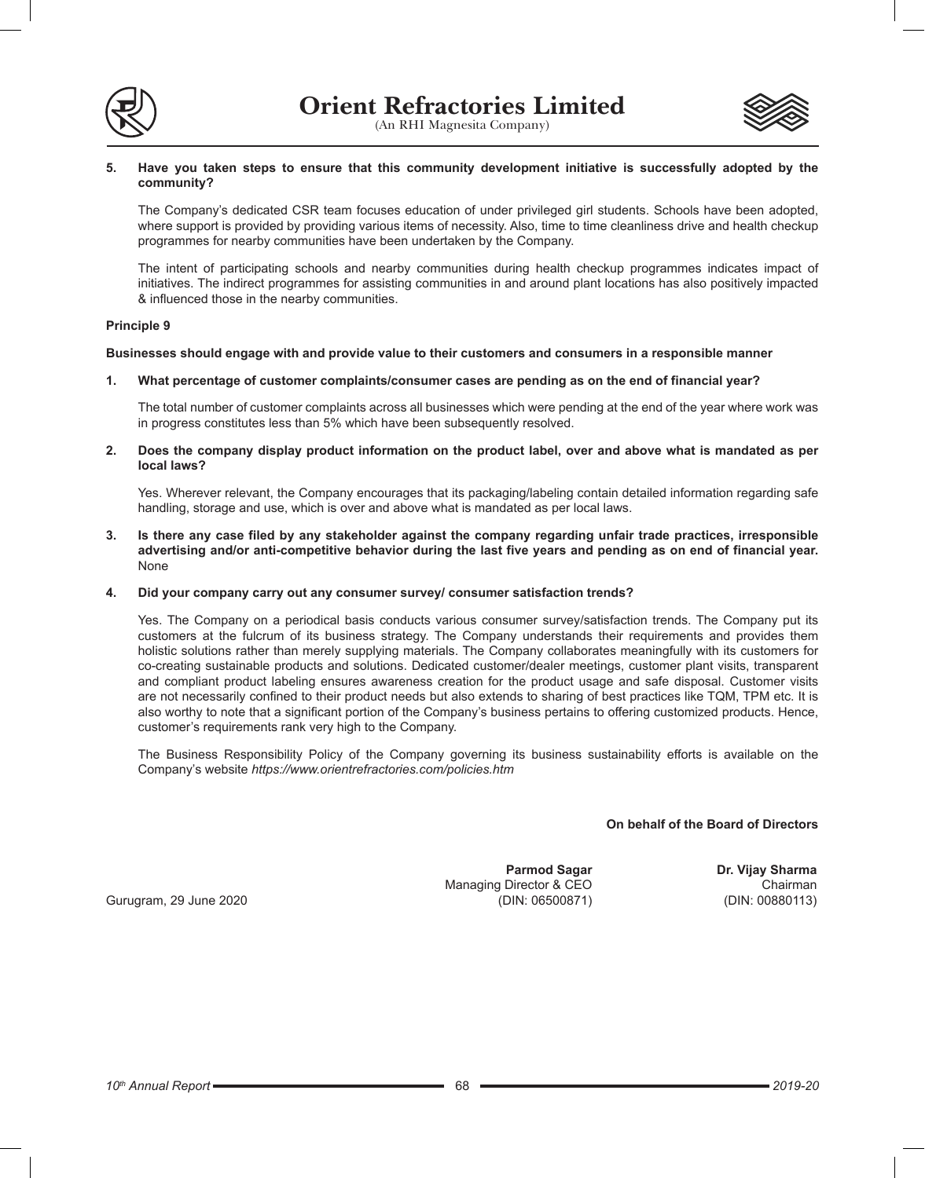**5. Have you taken steps to ensure that this community development initiative is successfully adopted by the community?**

The Company's dedicated CSR team focuses education of under privileged girl students. Schools have been adopted, where support is provided by providing various items of necessity. Also, time to time cleanliness drive and health checkup programmes for nearby communities have been undertaken by the Company.

The intent of participating schools and nearby communities during health checkup programmes indicates impact of initiatives. The indirect programmes for assisting communities in and around plant locations has also positively impacted & influenced those in the nearby communities.

**Principle 9**

**Businesses should engage with and provide value to their customers and consumers in a responsible manner**

**1. What percentage of customer complaints/consumer cases are pending as on the end of financial year?**

The total number of customer complaints across all businesses which were pending at the end of the year where work was in progress constitutes less than 5% which have been subsequently resolved.

**2. Does the company display product information on the product label, over and above what is mandated as per local laws?**

Yes. Wherever relevant, the Company encourages that its packaging/labeling contain detailed information regarding safe handling, storage and use, which is over and above what is mandated as per local laws.

**3. Is there any case filed by any stakeholder against the company regarding unfair trade practices, irresponsible advertising and/or anti-competitive behavior during the last five years and pending as on end of financial year.**
None

**4. Did your company carry out any consumer survey/ consumer satisfaction trends?**

Yes. The Company on a periodical basis conducts various consumer survey/satisfaction trends. The Company put its customers at the fulcrum of its business strategy. The Company understands their requirements and provides them holistic solutions rather than merely supplying materials. The Company collaborates meaningfully with its customers for co-creating sustainable products and solutions. Dedicated customer/dealer meetings, customer plant visits, transparent and compliant product labeling ensures awareness creation for the product usage and safe disposal. Customer visits are not necessarily confined to their product needs but also extends to sharing of best practices like TQM, TPM etc. It is also worthy to note that a significant portion of the Company's business pertains to offering customized products. Hence, customer's requirements rank very high to the Company.

The Business Responsibility Policy of the Company governing its business sustainability efforts is available on the Company's website *https://www.orientrefractories.com/policies.htm*

**On behalf of the Board of Directors**

| | | |
|---|---|---|
| | **Parmod Sagar** | **Dr. Vijay Sharma** |
| | Managing Director & CEO | Chairman |
| Gurugram, 29 June 2020 | (DIN: 06500871) | (DIN: 00880113) |